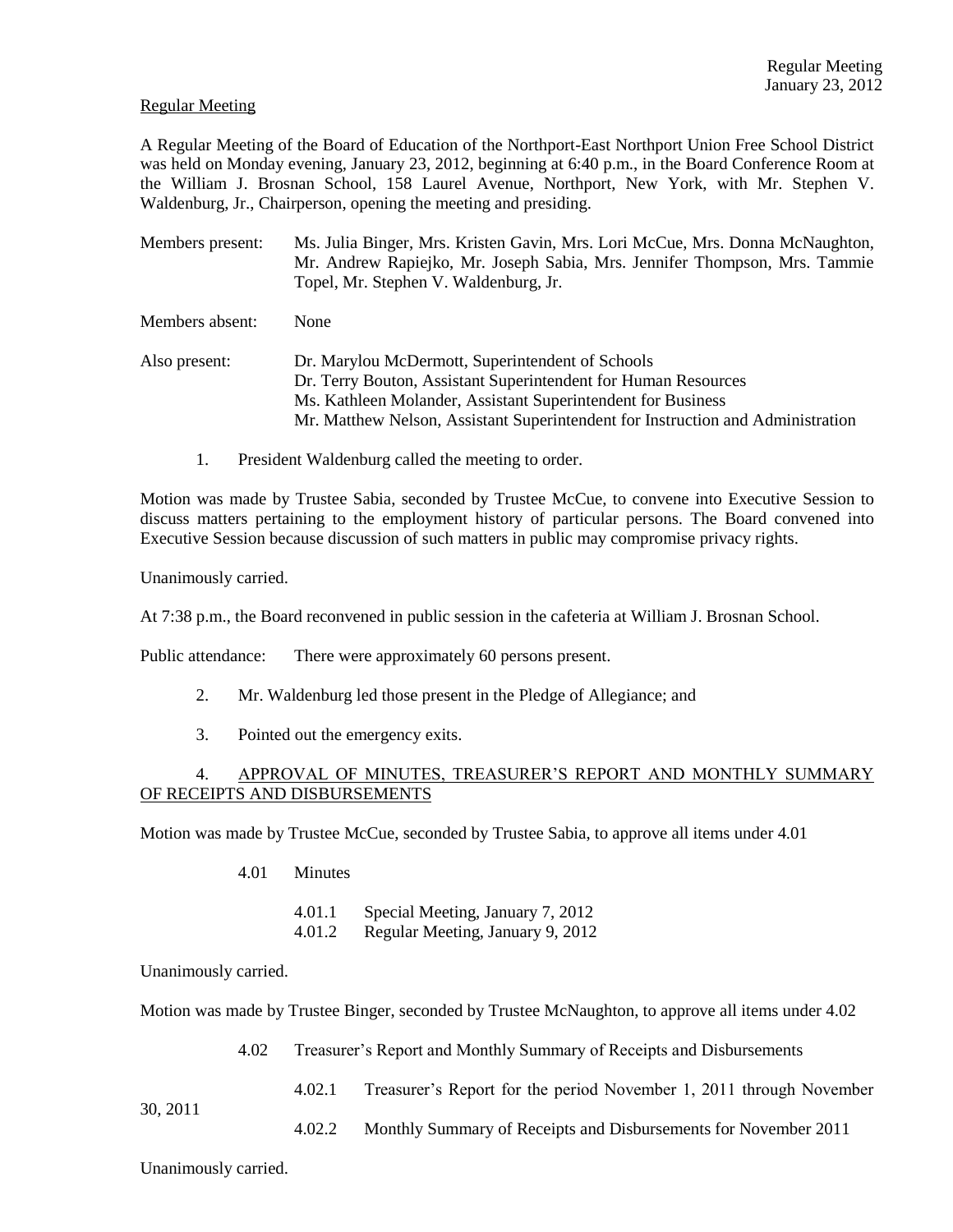Regular Meeting

A Regular Meeting of the Board of Education of the Northport-East Northport Union Free School District was held on Monday evening, January 23, 2012, beginning at 6:40 p.m., in the Board Conference Room at the William J. Brosnan School, 158 Laurel Avenue, Northport, New York, with Mr. Stephen V. Waldenburg, Jr., Chairperson, opening the meeting and presiding.

Members present: Ms. Julia Binger, Mrs. Kristen Gavin, Mrs. Lori McCue, Mrs. Donna McNaughton, Mr. Andrew Rapiejko, Mr. Joseph Sabia, Mrs. Jennifer Thompson, Mrs. Tammie Topel, Mr. Stephen V. Waldenburg, Jr.

Members absent: None

Also present: Dr. Marylou McDermott, Superintendent of Schools
Dr. Terry Bouton, Assistant Superintendent for Human Resources
Ms. Kathleen Molander, Assistant Superintendent for Business
Mr. Matthew Nelson, Assistant Superintendent for Instruction and Administration

1. President Waldenburg called the meeting to order.

Motion was made by Trustee Sabia, seconded by Trustee McCue, to convene into Executive Session to discuss matters pertaining to the employment history of particular persons. The Board convened into Executive Session because discussion of such matters in public may compromise privacy rights.

Unanimously carried.

At 7:38 p.m., the Board reconvened in public session in the cafeteria at William J. Brosnan School.

Public attendance: There were approximately 60 persons present.

2. Mr. Waldenburg led those present in the Pledge of Allegiance; and

3. Pointed out the emergency exits.

4. APPROVAL OF MINUTES, TREASURER'S REPORT AND MONTHLY SUMMARY OF RECEIPTS AND DISBURSEMENTS

Motion was made by Trustee McCue, seconded by Trustee Sabia, to approve all items under 4.01

4.01 Minutes

4.01.1 Special Meeting, January 7, 2012
4.01.2 Regular Meeting, January 9, 2012

Unanimously carried.

Motion was made by Trustee Binger, seconded by Trustee McNaughton, to approve all items under 4.02

4.02 Treasurer's Report and Monthly Summary of Receipts and Disbursements

4.02.1 Treasurer's Report for the period November 1, 2011 through November 30, 2011
4.02.2 Monthly Summary of Receipts and Disbursements for November 2011

Unanimously carried.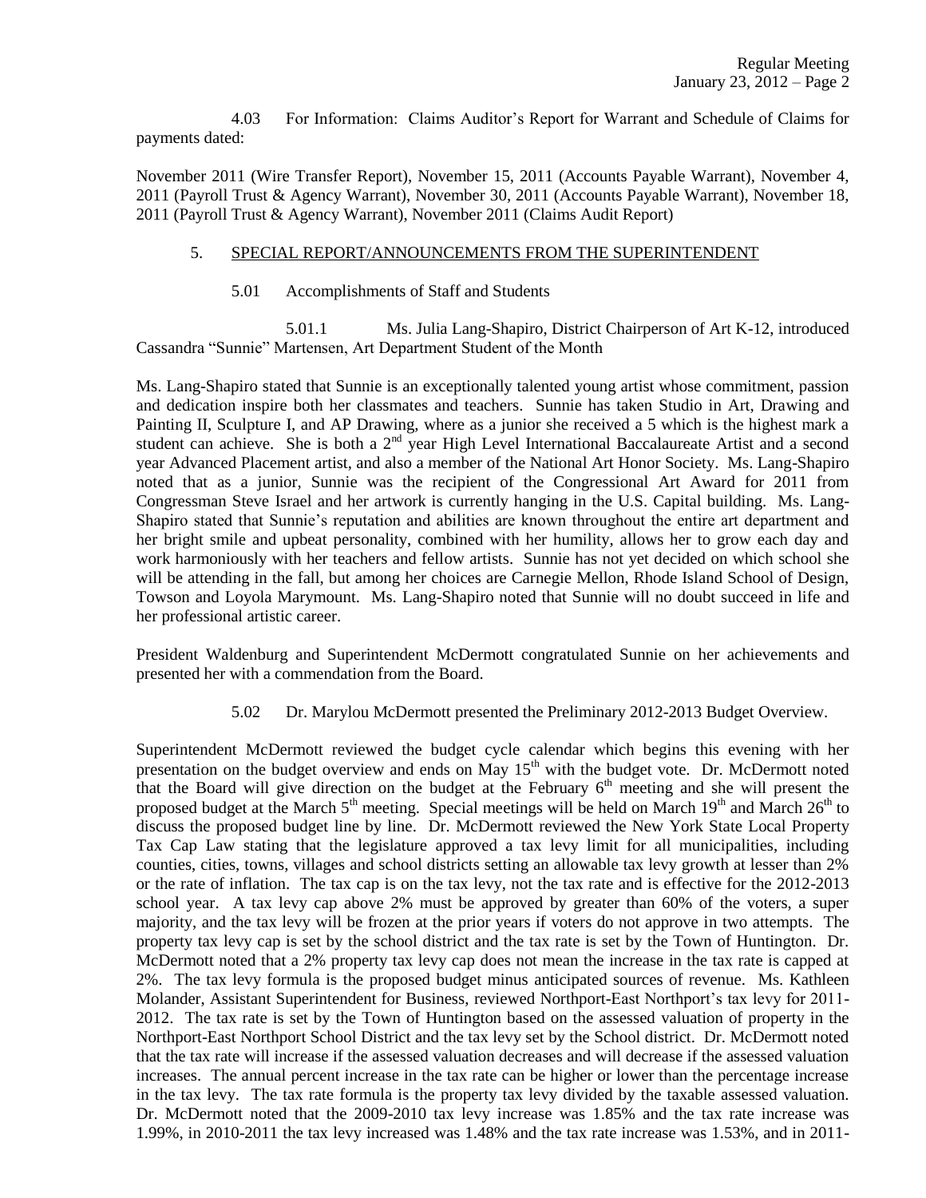4.03 For Information: Claims Auditor's Report for Warrant and Schedule of Claims for payments dated:

November 2011 (Wire Transfer Report), November 15, 2011 (Accounts Payable Warrant), November 4, 2011 (Payroll Trust & Agency Warrant), November 30, 2011 (Accounts Payable Warrant), November 18, 2011 (Payroll Trust & Agency Warrant), November 2011 (Claims Audit Report)

5. SPECIAL REPORT/ANNOUNCEMENTS FROM THE SUPERINTENDENT

5.01 Accomplishments of Staff and Students

5.01.1 Ms. Julia Lang-Shapiro, District Chairperson of Art K-12, introduced Cassandra "Sunnie" Martensen, Art Department Student of the Month

Ms. Lang-Shapiro stated that Sunnie is an exceptionally talented young artist whose commitment, passion and dedication inspire both her classmates and teachers. Sunnie has taken Studio in Art, Drawing and Painting II, Sculpture I, and AP Drawing, where as a junior she received a 5 which is the highest mark a student can achieve. She is both a 2nd year High Level International Baccalaureate Artist and a second year Advanced Placement artist, and also a member of the National Art Honor Society. Ms. Lang-Shapiro noted that as a junior, Sunnie was the recipient of the Congressional Art Award for 2011 from Congressman Steve Israel and her artwork is currently hanging in the U.S. Capital building. Ms. Lang-Shapiro stated that Sunnie's reputation and abilities are known throughout the entire art department and her bright smile and upbeat personality, combined with her humility, allows her to grow each day and work harmoniously with her teachers and fellow artists. Sunnie has not yet decided on which school she will be attending in the fall, but among her choices are Carnegie Mellon, Rhode Island School of Design, Towson and Loyola Marymount. Ms. Lang-Shapiro noted that Sunnie will no doubt succeed in life and her professional artistic career.

President Waldenburg and Superintendent McDermott congratulated Sunnie on her achievements and presented her with a commendation from the Board.

5.02 Dr. Marylou McDermott presented the Preliminary 2012-2013 Budget Overview.

Superintendent McDermott reviewed the budget cycle calendar which begins this evening with her presentation on the budget overview and ends on May 15th with the budget vote. Dr. McDermott noted that the Board will give direction on the budget at the February 6th meeting and she will present the proposed budget at the March 5th meeting. Special meetings will be held on March 19th and March 26th to discuss the proposed budget line by line. Dr. McDermott reviewed the New York State Local Property Tax Cap Law stating that the legislature approved a tax levy limit for all municipalities, including counties, cities, towns, villages and school districts setting an allowable tax levy growth at lesser than 2% or the rate of inflation. The tax cap is on the tax levy, not the tax rate and is effective for the 2012-2013 school year. A tax levy cap above 2% must be approved by greater than 60% of the voters, a super majority, and the tax levy will be frozen at the prior years if voters do not approve in two attempts. The property tax levy cap is set by the school district and the tax rate is set by the Town of Huntington. Dr. McDermott noted that a 2% property tax levy cap does not mean the increase in the tax rate is capped at 2%. The tax levy formula is the proposed budget minus anticipated sources of revenue. Ms. Kathleen Molander, Assistant Superintendent for Business, reviewed Northport-East Northport's tax levy for 2011-2012. The tax rate is set by the Town of Huntington based on the assessed valuation of property in the Northport-East Northport School District and the tax levy set by the School district. Dr. McDermott noted that the tax rate will increase if the assessed valuation decreases and will decrease if the assessed valuation increases. The annual percent increase in the tax rate can be higher or lower than the percentage increase in the tax levy. The tax rate formula is the property tax levy divided by the taxable assessed valuation. Dr. McDermott noted that the 2009-2010 tax levy increase was 1.85% and the tax rate increase was 1.99%, in 2010-2011 the tax levy increased was 1.48% and the tax rate increase was 1.53%, and in 2011-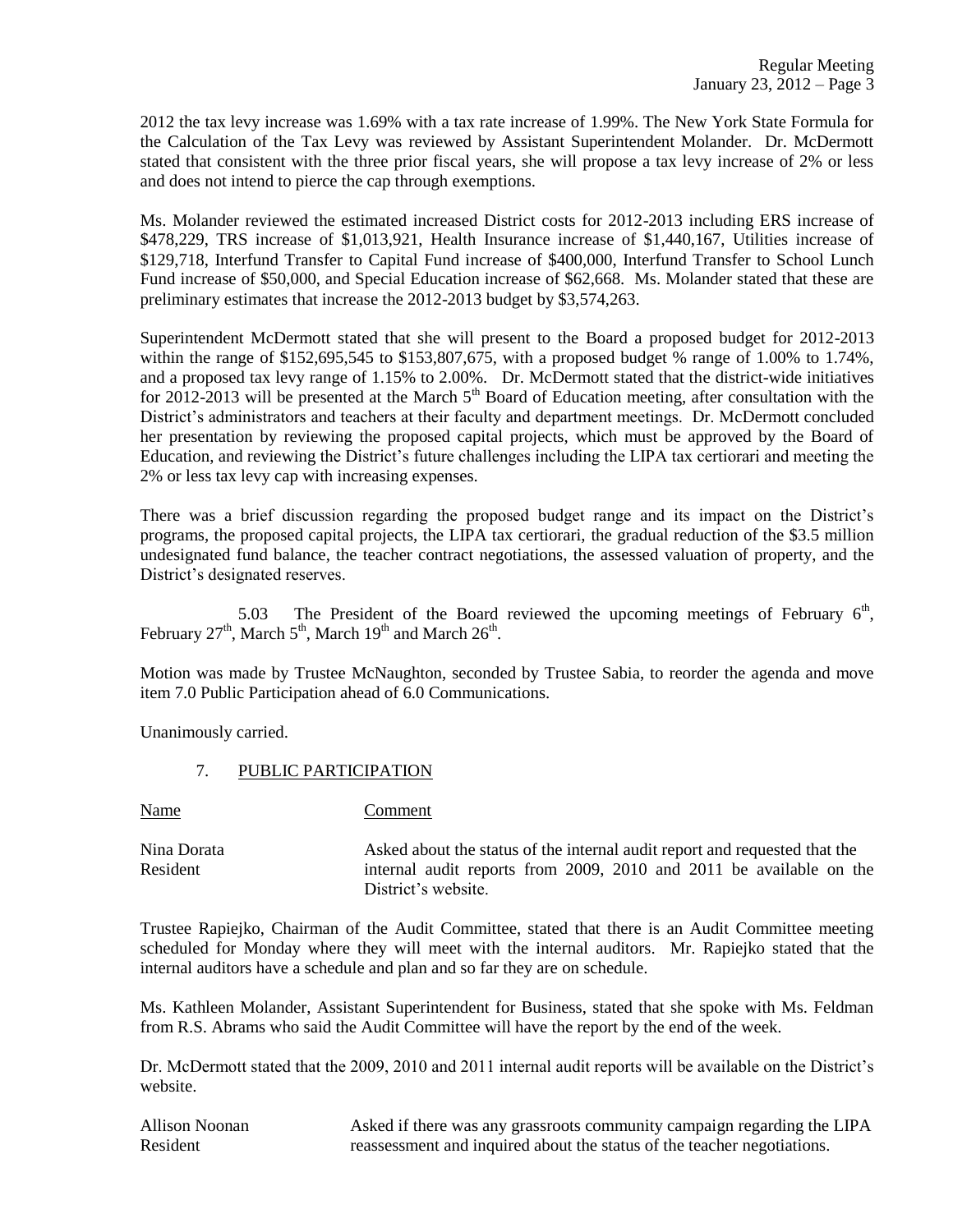2012 the tax levy increase was 1.69% with a tax rate increase of 1.99%. The New York State Formula for the Calculation of the Tax Levy was reviewed by Assistant Superintendent Molander. Dr. McDermott stated that consistent with the three prior fiscal years, she will propose a tax levy increase of 2% or less and does not intend to pierce the cap through exemptions.

Ms. Molander reviewed the estimated increased District costs for 2012-2013 including ERS increase of $478,229, TRS increase of $1,013,921, Health Insurance increase of $1,440,167, Utilities increase of $129,718, Interfund Transfer to Capital Fund increase of $400,000, Interfund Transfer to School Lunch Fund increase of $50,000, and Special Education increase of $62,668. Ms. Molander stated that these are preliminary estimates that increase the 2012-2013 budget by $3,574,263.

Superintendent McDermott stated that she will present to the Board a proposed budget for 2012-2013 within the range of $152,695,545 to $153,807,675, with a proposed budget % range of 1.00% to 1.74%, and a proposed tax levy range of 1.15% to 2.00%. Dr. McDermott stated that the district-wide initiatives for 2012-2013 will be presented at the March 5th Board of Education meeting, after consultation with the District's administrators and teachers at their faculty and department meetings. Dr. McDermott concluded her presentation by reviewing the proposed capital projects, which must be approved by the Board of Education, and reviewing the District's future challenges including the LIPA tax certiorari and meeting the 2% or less tax levy cap with increasing expenses.

There was a brief discussion regarding the proposed budget range and its impact on the District's programs, the proposed capital projects, the LIPA tax certiorari, the gradual reduction of the $3.5 million undesignated fund balance, the teacher contract negotiations, the assessed valuation of property, and the District's designated reserves.

5.03 The President of the Board reviewed the upcoming meetings of February 6th, February 27th, March 5th, March 19th and March 26th.

Motion was made by Trustee McNaughton, seconded by Trustee Sabia, to reorder the agenda and move item 7.0 Public Participation ahead of 6.0 Communications.

Unanimously carried.

## 7. PUBLIC PARTICIPATION

| Name | Comment |
|---|---|
| Nina Dorata<br>Resident | Asked about the status of the internal audit report and requested that the internal audit reports from 2009, 2010 and 2011 be available on the District's website. |

Trustee Rapiejko, Chairman of the Audit Committee, stated that there is an Audit Committee meeting scheduled for Monday where they will meet with the internal auditors. Mr. Rapiejko stated that the internal auditors have a schedule and plan and so far they are on schedule.

Ms. Kathleen Molander, Assistant Superintendent for Business, stated that she spoke with Ms. Feldman from R.S. Abrams who said the Audit Committee will have the report by the end of the week.

Dr. McDermott stated that the 2009, 2010 and 2011 internal audit reports will be available on the District's website.

| | |
|---|---|
| Allison Noonan<br>Resident | Asked if there was any grassroots community campaign regarding the LIPA reassessment and inquired about the status of the teacher negotiations. |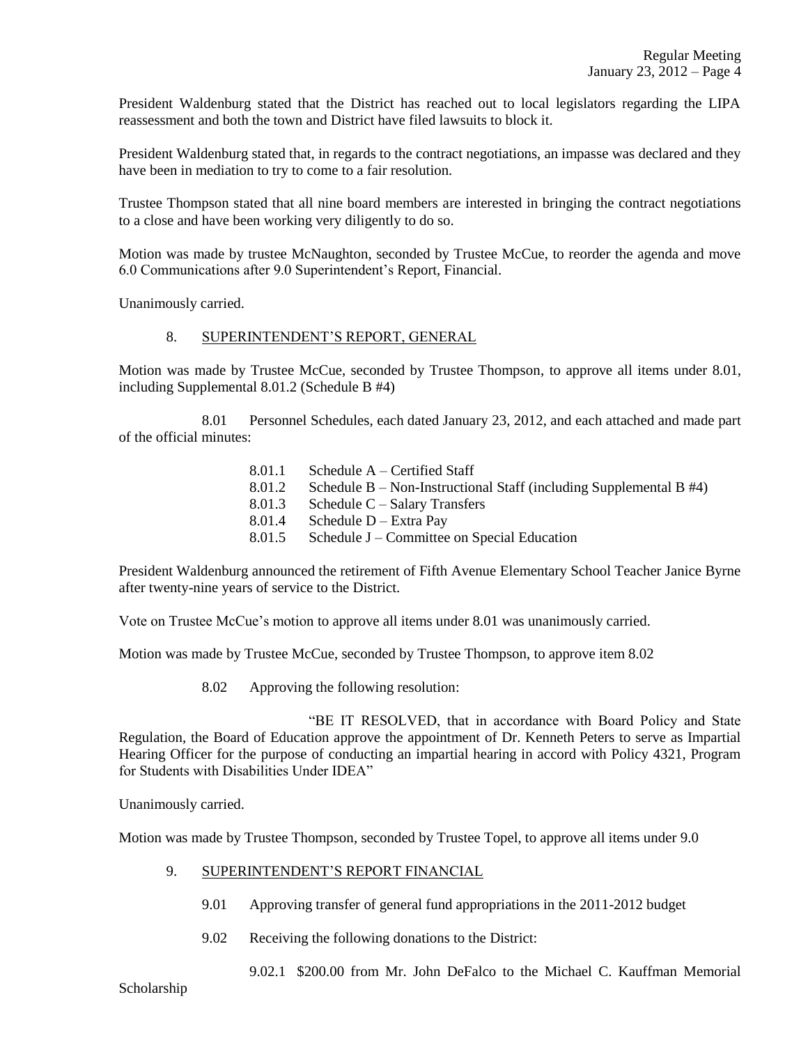President Waldenburg stated that the District has reached out to local legislators regarding the LIPA reassessment and both the town and District have filed lawsuits to block it.

President Waldenburg stated that, in regards to the contract negotiations, an impasse was declared and they have been in mediation to try to come to a fair resolution.

Trustee Thompson stated that all nine board members are interested in bringing the contract negotiations to a close and have been working very diligently to do so.

Motion was made by trustee McNaughton, seconded by Trustee McCue, to reorder the agenda and move 6.0 Communications after 9.0 Superintendent's Report, Financial.

Unanimously carried.

## 8. SUPERINTENDENT'S REPORT, GENERAL

Motion was made by Trustee McCue, seconded by Trustee Thompson, to approve all items under 8.01, including Supplemental 8.01.2 (Schedule B #4)

8.01 Personnel Schedules, each dated January 23, 2012, and each attached and made part of the official minutes:

- 8.01.1 Schedule A – Certified Staff
- 8.01.2 Schedule B – Non-Instructional Staff (including Supplemental B #4)
- 8.01.3 Schedule C – Salary Transfers
- 8.01.4 Schedule D – Extra Pay
- 8.01.5 Schedule J – Committee on Special Education

President Waldenburg announced the retirement of Fifth Avenue Elementary School Teacher Janice Byrne after twenty-nine years of service to the District.

Vote on Trustee McCue's motion to approve all items under 8.01 was unanimously carried.

Motion was made by Trustee McCue, seconded by Trustee Thompson, to approve item 8.02

8.02 Approving the following resolution:

"BE IT RESOLVED, that in accordance with Board Policy and State Regulation, the Board of Education approve the appointment of Dr. Kenneth Peters to serve as Impartial Hearing Officer for the purpose of conducting an impartial hearing in accord with Policy 4321, Program for Students with Disabilities Under IDEA"

Unanimously carried.

Motion was made by Trustee Thompson, seconded by Trustee Topel, to approve all items under 9.0

## 9. SUPERINTENDENT'S REPORT FINANCIAL

9.01 Approving transfer of general fund appropriations in the 2011-2012 budget

9.02 Receiving the following donations to the District:

9.02.1 $200.00 from Mr. John DeFalco to the Michael C. Kauffman Memorial Scholarship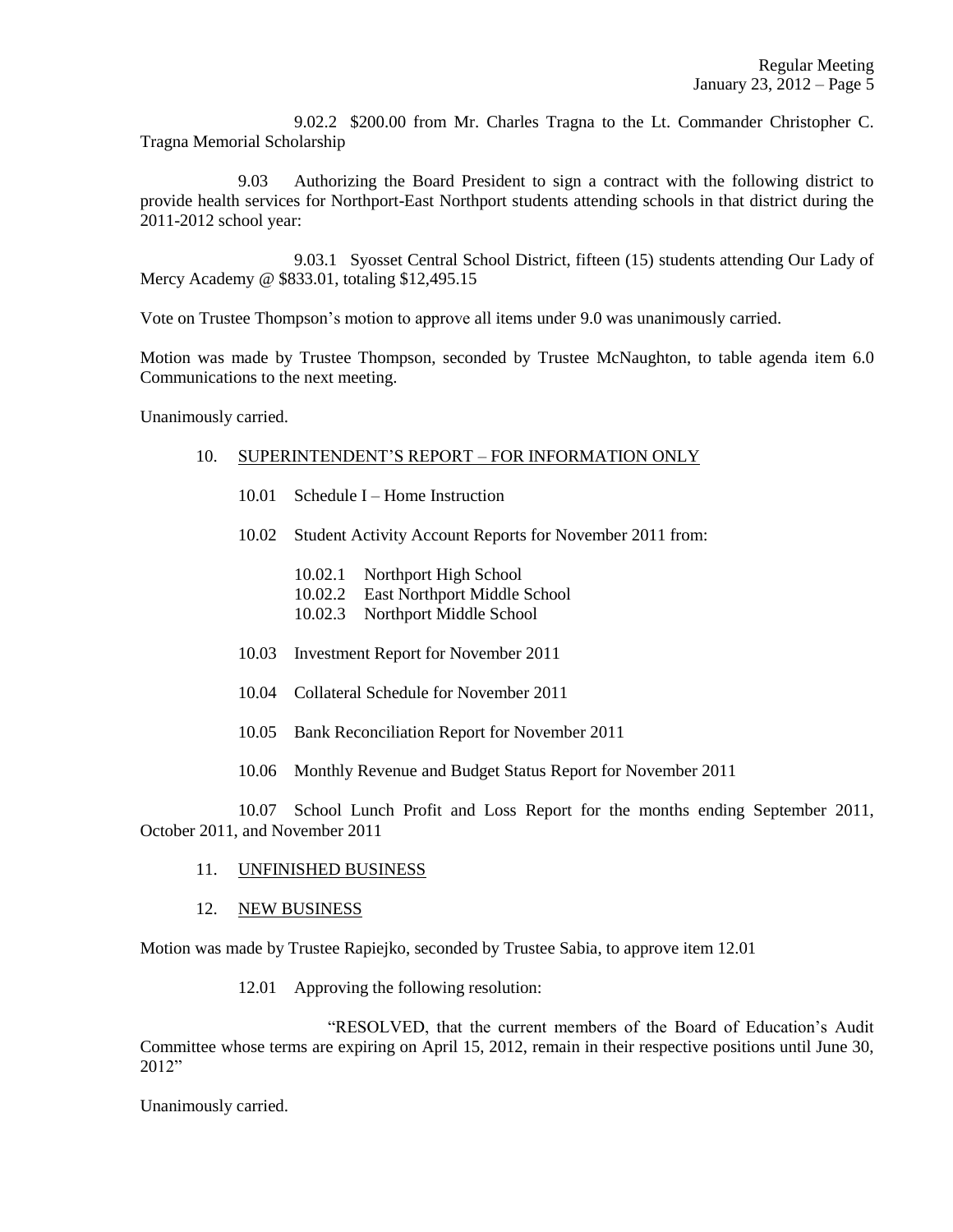9.02.2 $200.00 from Mr. Charles Tragna to the Lt. Commander Christopher C. Tragna Memorial Scholarship

9.03 Authorizing the Board President to sign a contract with the following district to provide health services for Northport-East Northport students attending schools in that district during the 2011-2012 school year:

9.03.1 Syosset Central School District, fifteen (15) students attending Our Lady of Mercy Academy @ $833.01, totaling $12,495.15

Vote on Trustee Thompson's motion to approve all items under 9.0 was unanimously carried.

Motion was made by Trustee Thompson, seconded by Trustee McNaughton, to table agenda item 6.0 Communications to the next meeting.

Unanimously carried.

10. SUPERINTENDENT'S REPORT – FOR INFORMATION ONLY

10.01 Schedule I – Home Instruction

10.02 Student Activity Account Reports for November 2011 from:

10.02.1 Northport High School
10.02.2 East Northport Middle School
10.02.3 Northport Middle School

10.03 Investment Report for November 2011

10.04 Collateral Schedule for November 2011

10.05 Bank Reconciliation Report for November 2011

10.06 Monthly Revenue and Budget Status Report for November 2011

10.07 School Lunch Profit and Loss Report for the months ending September 2011, October 2011, and November 2011

11. UNFINISHED BUSINESS

12. NEW BUSINESS

Motion was made by Trustee Rapiejko, seconded by Trustee Sabia, to approve item 12.01

12.01 Approving the following resolution:

"RESOLVED, that the current members of the Board of Education's Audit Committee whose terms are expiring on April 15, 2012, remain in their respective positions until June 30, 2012"

Unanimously carried.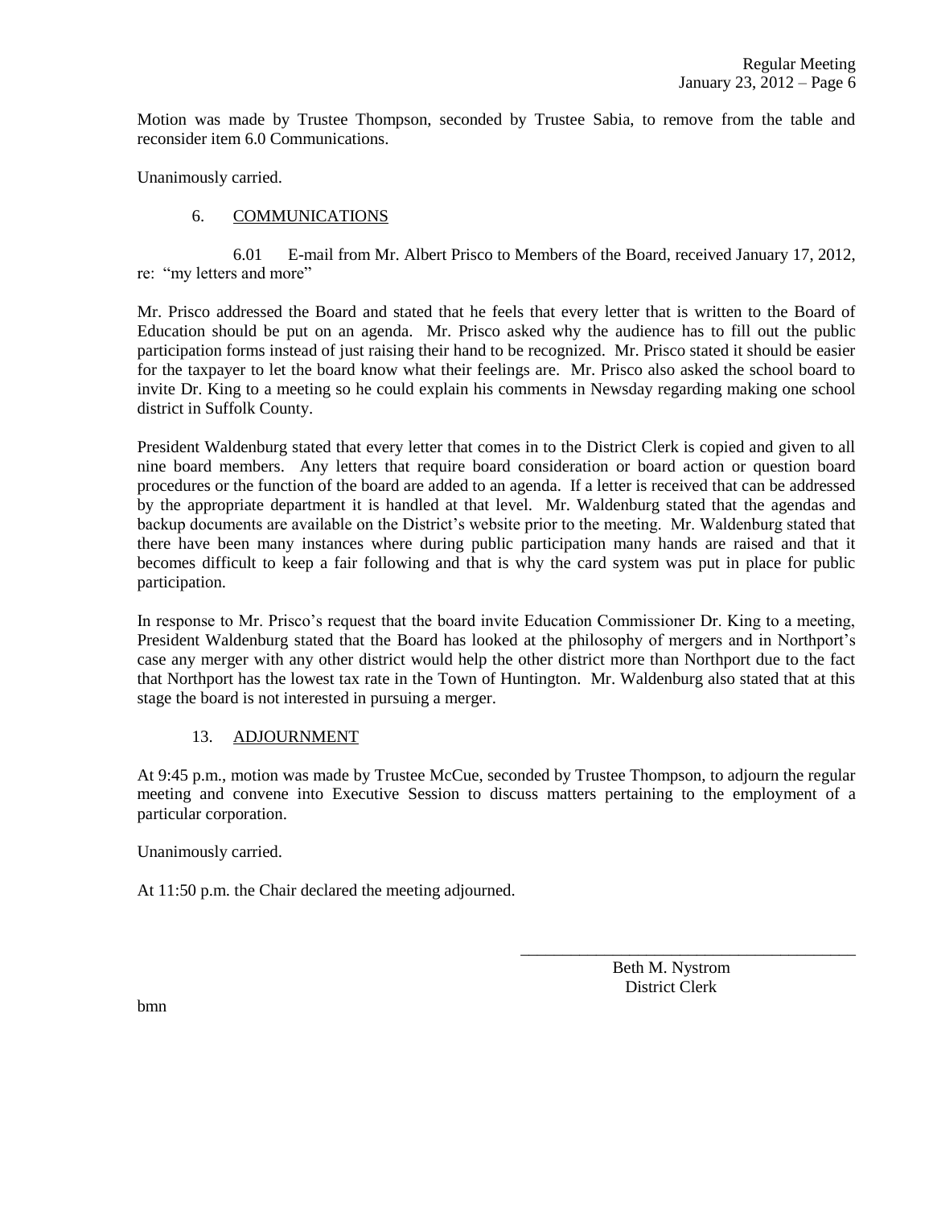Motion was made by Trustee Thompson, seconded by Trustee Sabia, to remove from the table and reconsider item 6.0 Communications.

Unanimously carried.

6. COMMUNICATIONS

6.01 E-mail from Mr. Albert Prisco to Members of the Board, received January 17, 2012, re: "my letters and more"

Mr. Prisco addressed the Board and stated that he feels that every letter that is written to the Board of Education should be put on an agenda. Mr. Prisco asked why the audience has to fill out the public participation forms instead of just raising their hand to be recognized. Mr. Prisco stated it should be easier for the taxpayer to let the board know what their feelings are. Mr. Prisco also asked the school board to invite Dr. King to a meeting so he could explain his comments in Newsday regarding making one school district in Suffolk County.

President Waldenburg stated that every letter that comes in to the District Clerk is copied and given to all nine board members. Any letters that require board consideration or board action or question board procedures or the function of the board are added to an agenda. If a letter is received that can be addressed by the appropriate department it is handled at that level. Mr. Waldenburg stated that the agendas and backup documents are available on the District's website prior to the meeting. Mr. Waldenburg stated that there have been many instances where during public participation many hands are raised and that it becomes difficult to keep a fair following and that is why the card system was put in place for public participation.

In response to Mr. Prisco's request that the board invite Education Commissioner Dr. King to a meeting, President Waldenburg stated that the Board has looked at the philosophy of mergers and in Northport's case any merger with any other district would help the other district more than Northport due to the fact that Northport has the lowest tax rate in the Town of Huntington. Mr. Waldenburg also stated that at this stage the board is not interested in pursuing a merger.

13. ADJOURNMENT

At 9:45 p.m., motion was made by Trustee McCue, seconded by Trustee Thompson, to adjourn the regular meeting and convene into Executive Session to discuss matters pertaining to the employment of a particular corporation.

Unanimously carried.

At 11:50 p.m. the Chair declared the meeting adjourned.

\_\_\_\_\_\_\_\_\_\_\_\_\_\_\_\_\_\_\_\_\_\_\_\_\_\_\_\_\_\_\_\_\_\_\_\_\_\_\_\_

Beth M. Nystrom
District Clerk

bmn